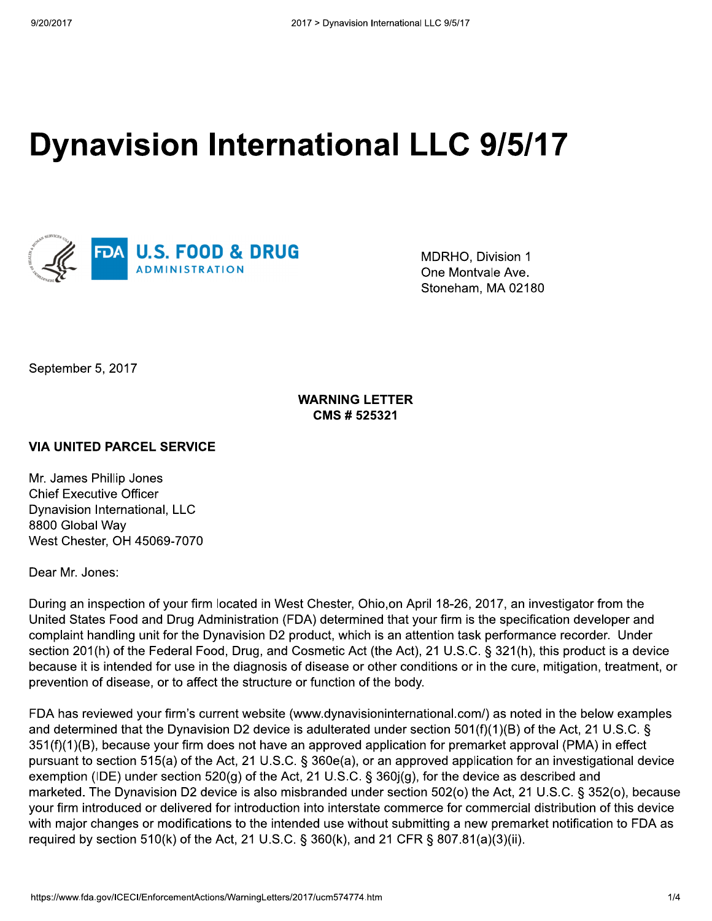# Dynavision International LLC 9/5/17

MDRHO, Division 1
One Montvale Ave.
Stoneham, MA 02180

September 5, 2017

**WARNING LETTER**
**CMS # 525321**

**VIA UNITED PARCEL SERVICE**

Mr. James Phillip Jones
Chief Executive Officer
Dynavision International, LLC
8800 Global Way
West Chester, OH 45069-7070

Dear Mr. Jones:

During an inspection of your firm located in West Chester, Ohio,on April 18-26, 2017, an investigator from the United States Food and Drug Administration (FDA) determined that your firm is the specification developer and complaint handling unit for the Dynavision D2 product, which is an attention task performance recorder. Under section 201(h) of the Federal Food, Drug, and Cosmetic Act (the Act), 21 U.S.C. § 321(h), this product is a device because it is intended for use in the diagnosis of disease or other conditions or in the cure, mitigation, treatment, or prevention of disease, or to affect the structure or function of the body.

FDA has reviewed your firm's current website (www.dynavisioninternational.com/) as noted in the below examples and determined that the Dynavision D2 device is adulterated under section 501(f)(1)(B) of the Act, 21 U.S.C. § 351(f)(1)(B), because your firm does not have an approved application for premarket approval (PMA) in effect pursuant to section 515(a) of the Act, 21 U.S.C. § 360e(a), or an approved application for an investigational device exemption (IDE) under section 520(g) of the Act, 21 U.S.C. § 360j(g), for the device as described and marketed. The Dynavision D2 device is also misbranded under section 502(o) the Act, 21 U.S.C. § 352(o), because your firm introduced or delivered for introduction into interstate commerce for commercial distribution of this device with major changes or modifications to the intended use without submitting a new premarket notification to FDA as required by section 510(k) of the Act, 21 U.S.C. § 360(k), and 21 CFR § 807.81(a)(3)(ii).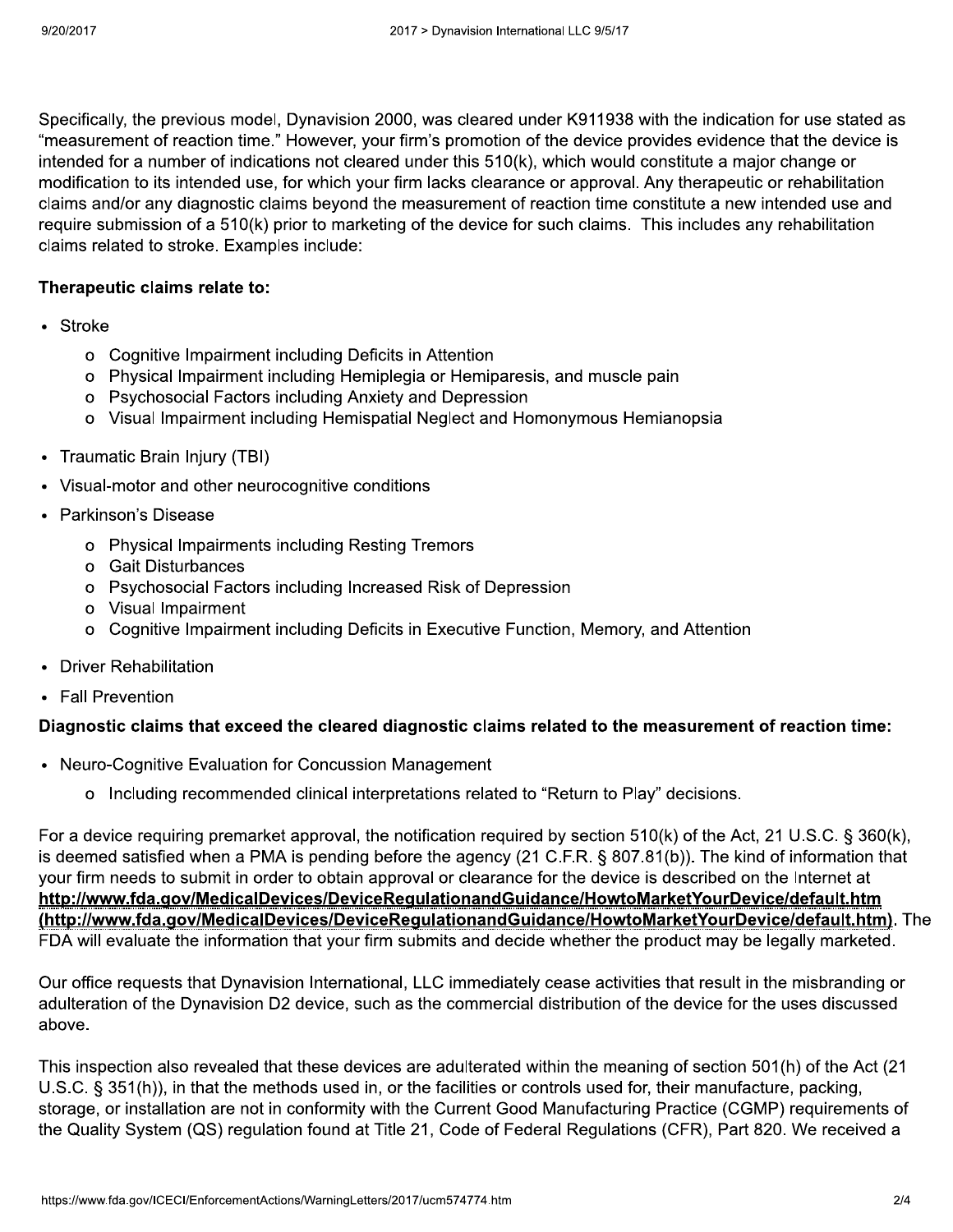Specifically, the previous model, Dynavision 2000, was cleared under K911938 with the indication for use stated as "measurement of reaction time." However, your firm's promotion of the device provides evidence that the device is intended for a number of indications not cleared under this 510(k), which would constitute a major change or modification to its intended use, for which your firm lacks clearance or approval. Any therapeutic or rehabilitation claims and/or any diagnostic claims beyond the measurement of reaction time constitute a new intended use and require submission of a 510(k) prior to marketing of the device for such claims. This includes any rehabilitation claims related to stroke. Examples include:

**Therapeutic claims relate to:**

- Stroke
  - Cognitive Impairment including Deficits in Attention
  - Physical Impairment including Hemiplegia or Hemiparesis, and muscle pain
  - Psychosocial Factors including Anxiety and Depression
  - Visual Impairment including Hemispatial Neglect and Homonymous Hemianopsia
- Traumatic Brain Injury (TBI)
- Visual-motor and other neurocognitive conditions
- Parkinson's Disease
  - Physical Impairments including Resting Tremors
  - Gait Disturbances
  - Psychosocial Factors including Increased Risk of Depression
  - Visual Impairment
  - Cognitive Impairment including Deficits in Executive Function, Memory, and Attention
- Driver Rehabilitation
- Fall Prevention

**Diagnostic claims that exceed the cleared diagnostic claims related to the measurement of reaction time:**

- Neuro-Cognitive Evaluation for Concussion Management
  - Including recommended clinical interpretations related to "Return to Play" decisions.

For a device requiring premarket approval, the notification required by section 510(k) of the Act, 21 U.S.C. § 360(k), is deemed satisfied when a PMA is pending before the agency (21 C.F.R. § 807.81(b)). The kind of information that your firm needs to submit in order to obtain approval or clearance for the device is described on the Internet at **http://www.fda.gov/MedicalDevices/DeviceRegulationandGuidance/HowtoMarketYourDevice/default.htm (http://www.fda.gov/MedicalDevices/DeviceRegulationandGuidance/HowtoMarketYourDevice/default.htm)**. The FDA will evaluate the information that your firm submits and decide whether the product may be legally marketed.

Our office requests that Dynavision International, LLC immediately cease activities that result in the misbranding or adulteration of the Dynavision D2 device, such as the commercial distribution of the device for the uses discussed above.

This inspection also revealed that these devices are adulterated within the meaning of section 501(h) of the Act (21 U.S.C. § 351(h)), in that the methods used in, or the facilities or controls used for, their manufacture, packing, storage, or installation are not in conformity with the Current Good Manufacturing Practice (CGMP) requirements of the Quality System (QS) regulation found at Title 21, Code of Federal Regulations (CFR), Part 820. We received a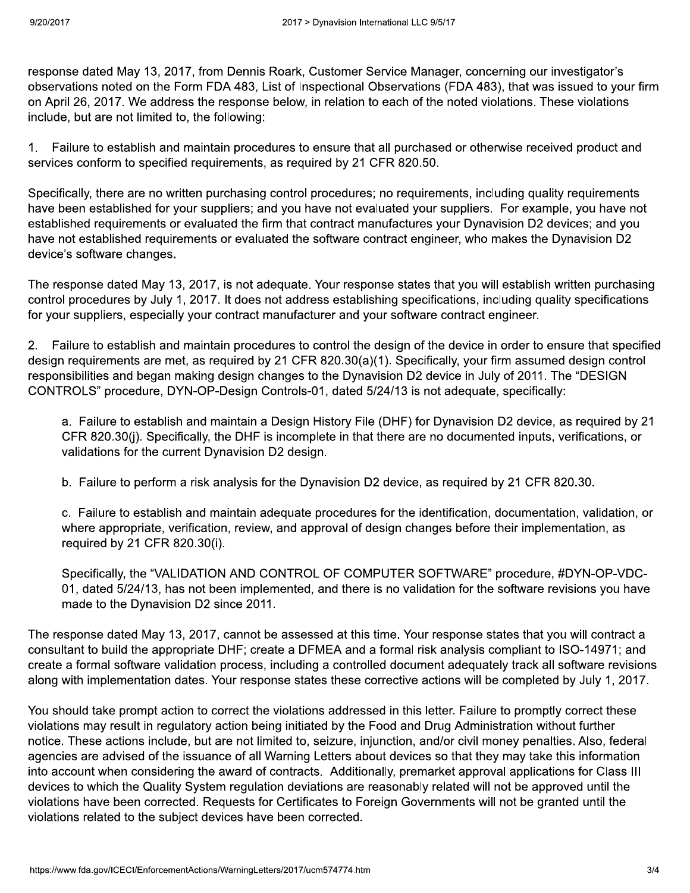response dated May 13, 2017, from Dennis Roark, Customer Service Manager, concerning our investigator's observations noted on the Form FDA 483, List of Inspectional Observations (FDA 483), that was issued to your firm on April 26, 2017. We address the response below, in relation to each of the noted violations. These violations include, but are not limited to, the following:

1. Failure to establish and maintain procedures to ensure that all purchased or otherwise received product and services conform to specified requirements, as required by 21 CFR 820.50.

Specifically, there are no written purchasing control procedures; no requirements, including quality requirements have been established for your suppliers; and you have not evaluated your suppliers. For example, you have not established requirements or evaluated the firm that contract manufactures your Dynavision D2 devices; and you have not established requirements or evaluated the software contract engineer, who makes the Dynavision D2 device's software changes.

The response dated May 13, 2017, is not adequate. Your response states that you will establish written purchasing control procedures by July 1, 2017. It does not address establishing specifications, including quality specifications for your suppliers, especially your contract manufacturer and your software contract engineer.

2. Failure to establish and maintain procedures to control the design of the device in order to ensure that specified design requirements are met, as required by 21 CFR 820.30(a)(1). Specifically, your firm assumed design control responsibilities and began making design changes to the Dynavision D2 device in July of 2011. The "DESIGN CONTROLS" procedure, DYN-OP-Design Controls-01, dated 5/24/13 is not adequate, specifically:

a. Failure to establish and maintain a Design History File (DHF) for Dynavision D2 device, as required by 21 CFR 820.30(j). Specifically, the DHF is incomplete in that there are no documented inputs, verifications, or validations for the current Dynavision D2 design.

b. Failure to perform a risk analysis for the Dynavision D2 device, as required by 21 CFR 820.30.

c. Failure to establish and maintain adequate procedures for the identification, documentation, validation, or where appropriate, verification, review, and approval of design changes before their implementation, as required by 21 CFR 820.30(i).

Specifically, the "VALIDATION AND CONTROL OF COMPUTER SOFTWARE" procedure, #DYN-OP-VDC-01, dated 5/24/13, has not been implemented, and there is no validation for the software revisions you have made to the Dynavision D2 since 2011.

The response dated May 13, 2017, cannot be assessed at this time. Your response states that you will contract a consultant to build the appropriate DHF; create a DFMEA and a formal risk analysis compliant to ISO-14971; and create a formal software validation process, including a controlled document adequately track all software revisions along with implementation dates. Your response states these corrective actions will be completed by July 1, 2017.

You should take prompt action to correct the violations addressed in this letter. Failure to promptly correct these violations may result in regulatory action being initiated by the Food and Drug Administration without further notice. These actions include, but are not limited to, seizure, injunction, and/or civil money penalties. Also, federal agencies are advised of the issuance of all Warning Letters about devices so that they may take this information into account when considering the award of contracts. Additionally, premarket approval applications for Class III devices to which the Quality System regulation deviations are reasonably related will not be approved until the violations have been corrected. Requests for Certificates to Foreign Governments will not be granted until the violations related to the subject devices have been corrected.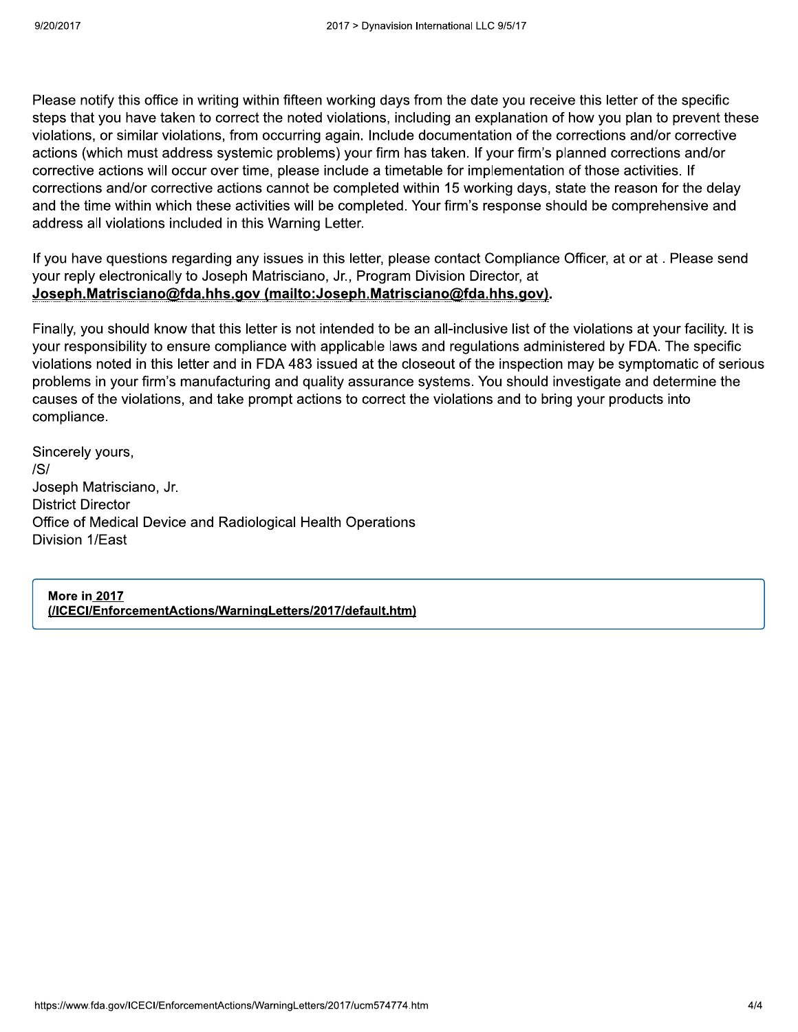Please notify this office in writing within fifteen working days from the date you receive this letter of the specific steps that you have taken to correct the noted violations, including an explanation of how you plan to prevent these violations, or similar violations, from occurring again. Include documentation of the corrections and/or corrective actions (which must address systemic problems) your firm has taken. If your firm's planned corrections and/or corrective actions will occur over time, please include a timetable for implementation of those activities. If corrections and/or corrective actions cannot be completed within 15 working days, state the reason for the delay and the time within which these activities will be completed. Your firm's response should be comprehensive and address all violations included in this Warning Letter.

If you have questions regarding any issues in this letter, please contact Compliance Officer, at or at . Please send your reply electronically to Joseph Matrisciano, Jr., Program Division Director, at **Joseph.Matrisciano@fda.hhs.gov (mailto:Joseph.Matrisciano@fda.hhs.gov)**.

Finally, you should know that this letter is not intended to be an all-inclusive list of the violations at your facility. It is your responsibility to ensure compliance with applicable laws and regulations administered by FDA. The specific violations noted in this letter and in FDA 483 issued at the closeout of the inspection may be symptomatic of serious problems in your firm's manufacturing and quality assurance systems. You should investigate and determine the causes of the violations, and take prompt actions to correct the violations and to bring your products into compliance.

Sincerely yours,
/S/
Joseph Matrisciano, Jr.
District Director
Office of Medical Device and Radiological Health Operations
Division 1/East

**More in 2017**
**(/ICECI/EnforcementActions/WarningLetters/2017/default.htm)**